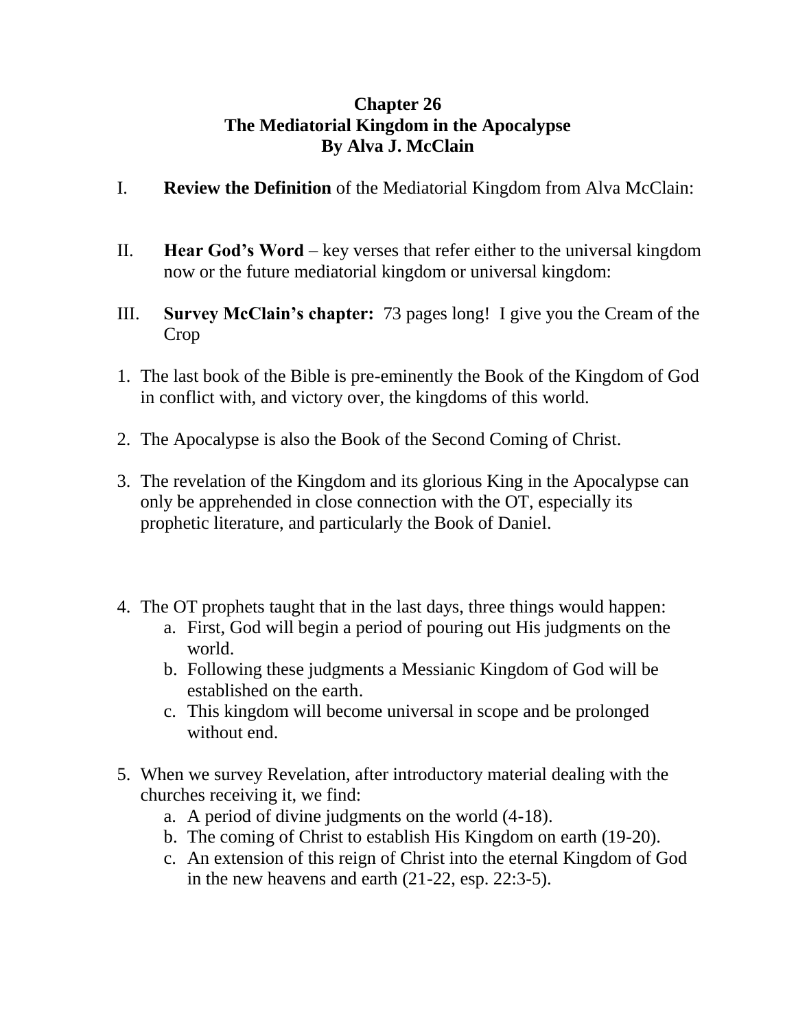# Chapter 26
# The Mediatorial Kingdom in the Apocalypse
# By Alva J. McClain

I. **Review the Definition** of the Mediatorial Kingdom from Alva McClain:

II. **Hear God's Word** – key verses that refer either to the universal kingdom now or the future mediatorial kingdom or universal kingdom:

III. **Survey McClain's chapter:** 73 pages long! I give you the Cream of the Crop

1. The last book of the Bible is pre-eminently the Book of the Kingdom of God in conflict with, and victory over, the kingdoms of this world.

2. The Apocalypse is also the Book of the Second Coming of Christ.

3. The revelation of the Kingdom and its glorious King in the Apocalypse can only be apprehended in close connection with the OT, especially its prophetic literature, and particularly the Book of Daniel.

4. The OT prophets taught that in the last days, three things would happen:
   a. First, God will begin a period of pouring out His judgments on the world.
   b. Following these judgments a Messianic Kingdom of God will be established on the earth.
   c. This kingdom will become universal in scope and be prolonged without end.

5. When we survey Revelation, after introductory material dealing with the churches receiving it, we find:
   a. A period of divine judgments on the world (4-18).
   b. The coming of Christ to establish His Kingdom on earth (19-20).
   c. An extension of this reign of Christ into the eternal Kingdom of God in the new heavens and earth (21-22, esp. 22:3-5).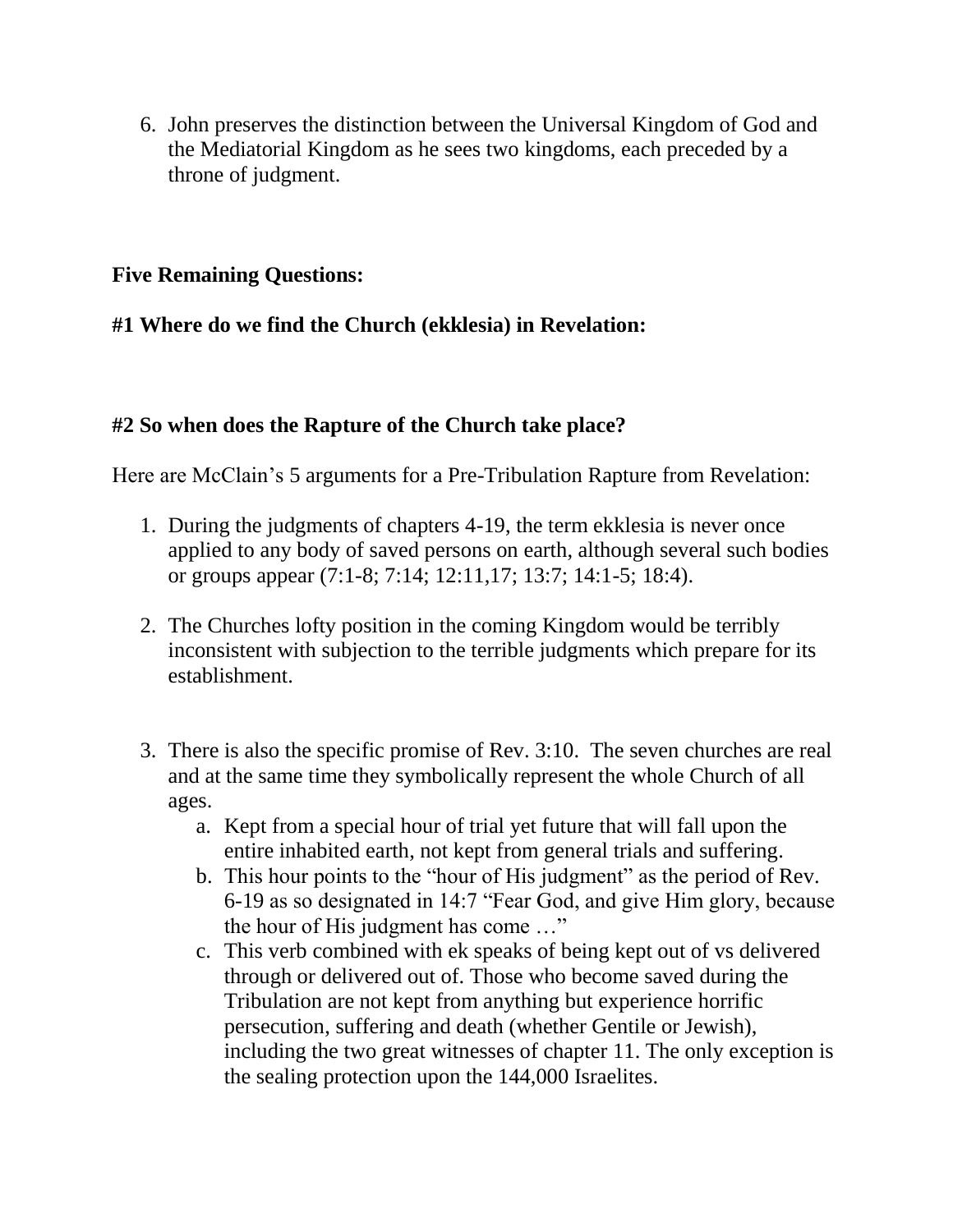6. John preserves the distinction between the Universal Kingdom of God and the Mediatorial Kingdom as he sees two kingdoms, each preceded by a throne of judgment.

**Five Remaining Questions:**

**#1 Where do we find the Church (ekklesia) in Revelation:**

**#2 So when does the Rapture of the Church take place?**

Here are McClain's 5 arguments for a Pre-Tribulation Rapture from Revelation:

1. During the judgments of chapters 4-19, the term ekklesia is never once applied to any body of saved persons on earth, although several such bodies or groups appear (7:1-8; 7:14; 12:11,17; 13:7; 14:1-5; 18:4).

2. The Churches lofty position in the coming Kingdom would be terribly inconsistent with subjection to the terrible judgments which prepare for its establishment.

3. There is also the specific promise of Rev. 3:10. The seven churches are real and at the same time they symbolically represent the whole Church of all ages.
   a. Kept from a special hour of trial yet future that will fall upon the entire inhabited earth, not kept from general trials and suffering.
   b. This hour points to the "hour of His judgment" as the period of Rev. 6-19 as so designated in 14:7 "Fear God, and give Him glory, because the hour of His judgment has come …"
   c. This verb combined with ek speaks of being kept out of vs delivered through or delivered out of. Those who become saved during the Tribulation are not kept from anything but experience horrific persecution, suffering and death (whether Gentile or Jewish), including the two great witnesses of chapter 11. The only exception is the sealing protection upon the 144,000 Israelites.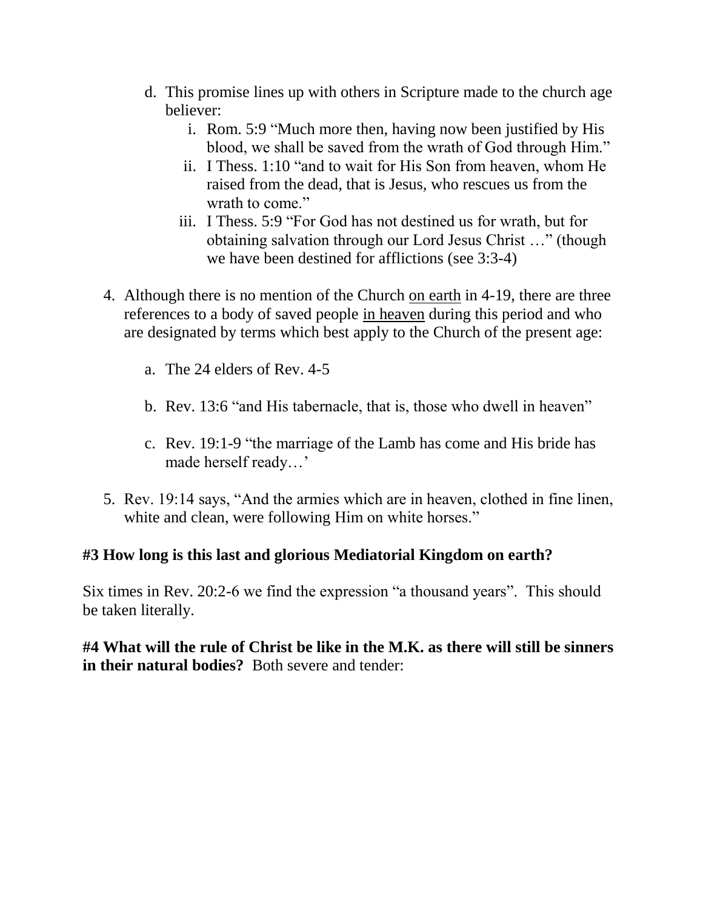d. This promise lines up with others in Scripture made to the church age believer:
    i. Rom. 5:9 "Much more then, having now been justified by His blood, we shall be saved from the wrath of God through Him."
    ii. I Thess. 1:10 "and to wait for His Son from heaven, whom He raised from the dead, that is Jesus, who rescues us from the wrath to come."
    iii. I Thess. 5:9 "For God has not destined us for wrath, but for obtaining salvation through our Lord Jesus Christ …" (though we have been destined for afflictions (see 3:3-4)

4. Although there is no mention of the Church <u>on earth</u> in 4-19, there are three references to a body of saved people <u>in heaven</u> during this period and who are designated by terms which best apply to the Church of the present age:

    a. The 24 elders of Rev. 4-5

    b. Rev. 13:6 "and His tabernacle, that is, those who dwell in heaven"

    c. Rev. 19:1-9 "the marriage of the Lamb has come and His bride has made herself ready…'

5. Rev. 19:14 says, "And the armies which are in heaven, clothed in fine linen, white and clean, were following Him on white horses."

**#3 How long is this last and glorious Mediatorial Kingdom on earth?**

Six times in Rev. 20:2-6 we find the expression "a thousand years". This should be taken literally.

**#4 What will the rule of Christ be like in the M.K. as there will still be sinners in their natural bodies?** Both severe and tender: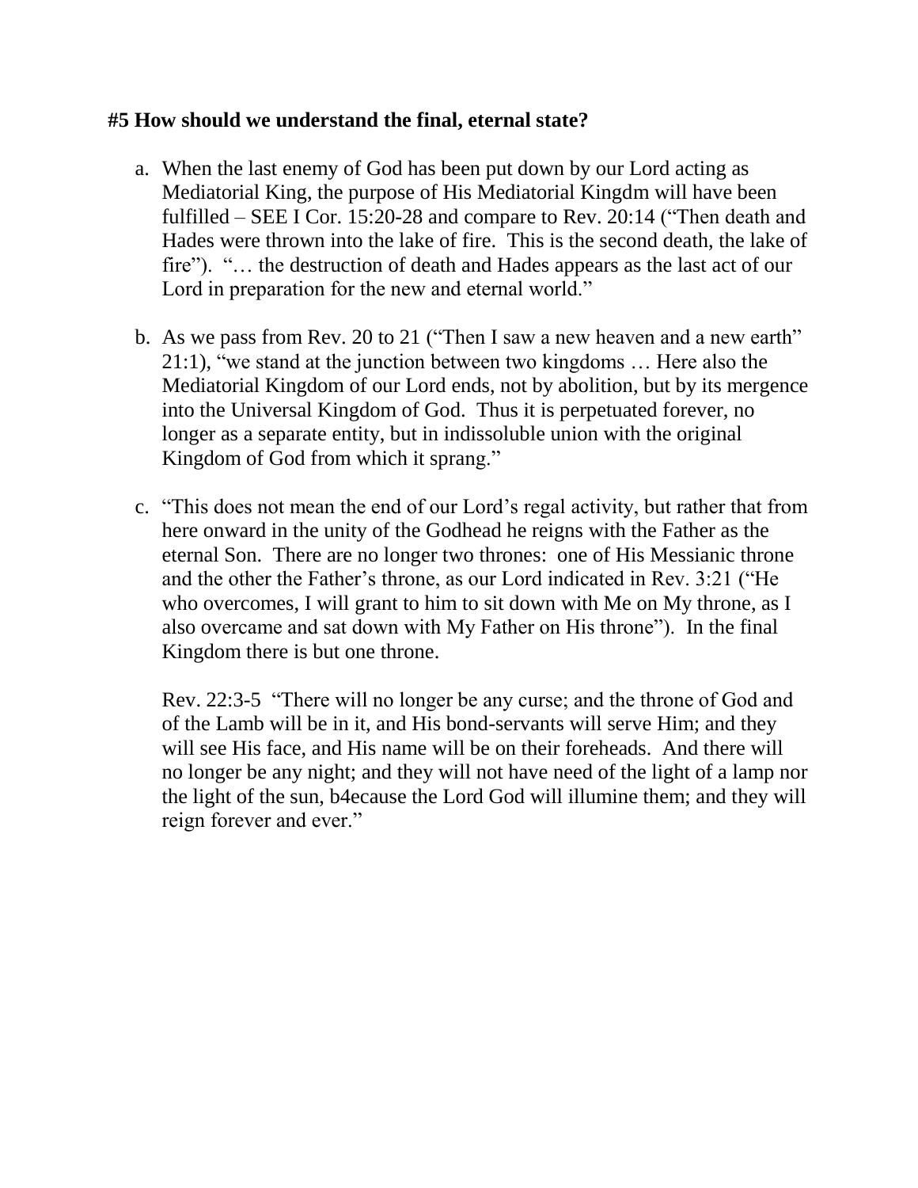**#5 How should we understand the final, eternal state?**

a. When the last enemy of God has been put down by our Lord acting as Mediatorial King, the purpose of His Mediatorial Kingdm will have been fulfilled – SEE I Cor. 15:20-28 and compare to Rev. 20:14 ("Then death and Hades were thrown into the lake of fire. This is the second death, the lake of fire"). "… the destruction of death and Hades appears as the last act of our Lord in preparation for the new and eternal world."

b. As we pass from Rev. 20 to 21 ("Then I saw a new heaven and a new earth" 21:1), "we stand at the junction between two kingdoms … Here also the Mediatorial Kingdom of our Lord ends, not by abolition, but by its mergence into the Universal Kingdom of God. Thus it is perpetuated forever, no longer as a separate entity, but in indissoluble union with the original Kingdom of God from which it sprang."

c. "This does not mean the end of our Lord's regal activity, but rather that from here onward in the unity of the Godhead he reigns with the Father as the eternal Son. There are no longer two thrones: one of His Messianic throne and the other the Father's throne, as our Lord indicated in Rev. 3:21 ("He who overcomes, I will grant to him to sit down with Me on My throne, as I also overcame and sat down with My Father on His throne"). In the final Kingdom there is but one throne.

   Rev. 22:3-5 "There will no longer be any curse; and the throne of God and of the Lamb will be in it, and His bond-servants will serve Him; and they will see His face, and His name will be on their foreheads. And there will no longer be any night; and they will not have need of the light of a lamp nor the light of the sun, b4ecause the Lord God will illumine them; and they will reign forever and ever."